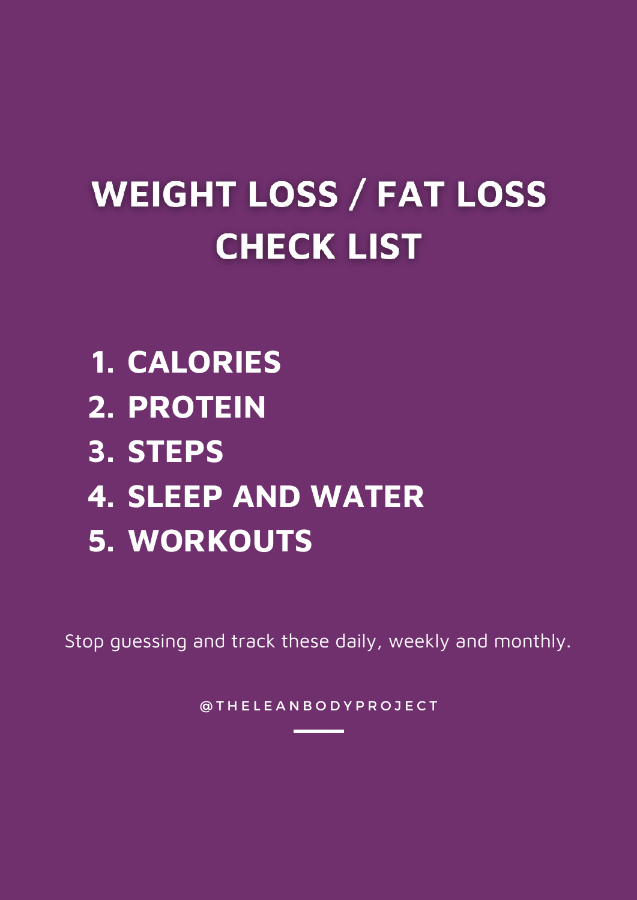# WEIGHT LOSS / FAT LOSS CHECK LIST

1. **CALORIES**
2. **PROTEIN**
3. **STEPS**
4. **SLEEP AND WATER**
5. **WORKOUTS**

Stop guessing and track these daily, weekly and monthly.

@THELEANBODYPROJECT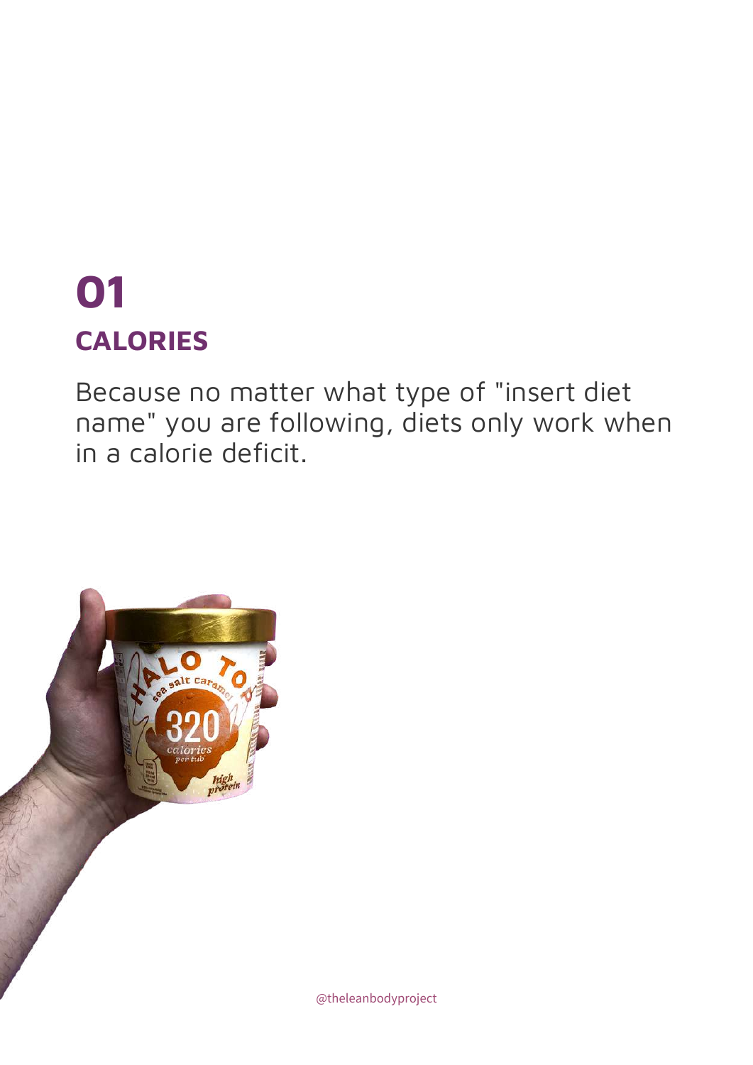# 01

## CALORIES

Because no matter what type of "insert diet name" you are following, diets only work when in a calorie deficit.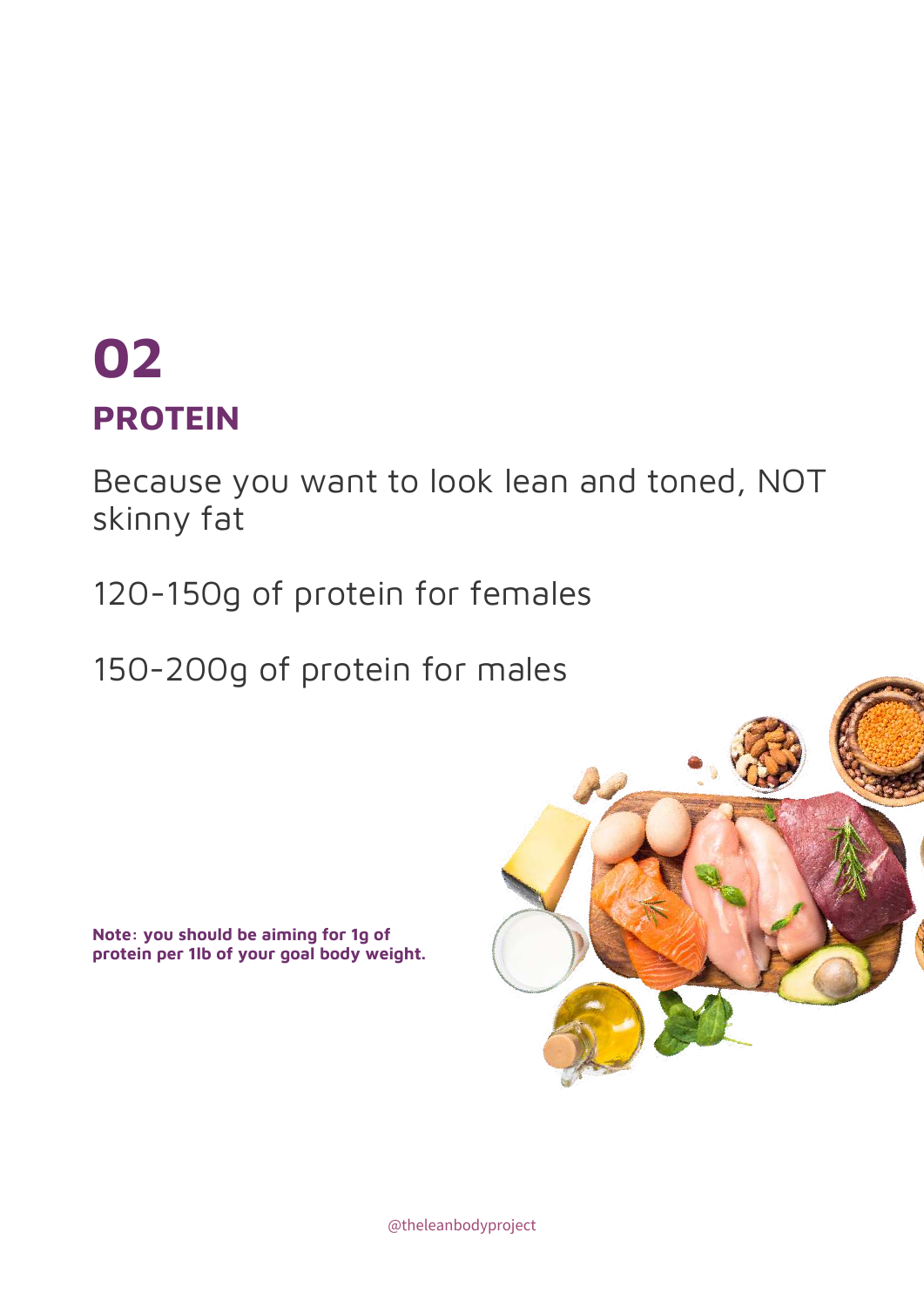# 02

## PROTEIN

Because you want to look lean and toned, NOT skinny fat

120-150g of protein for females

150-200g of protein for males

**Note: you should be aiming for 1g of protein per 1lb of your goal body weight.**

@theleanbodyproject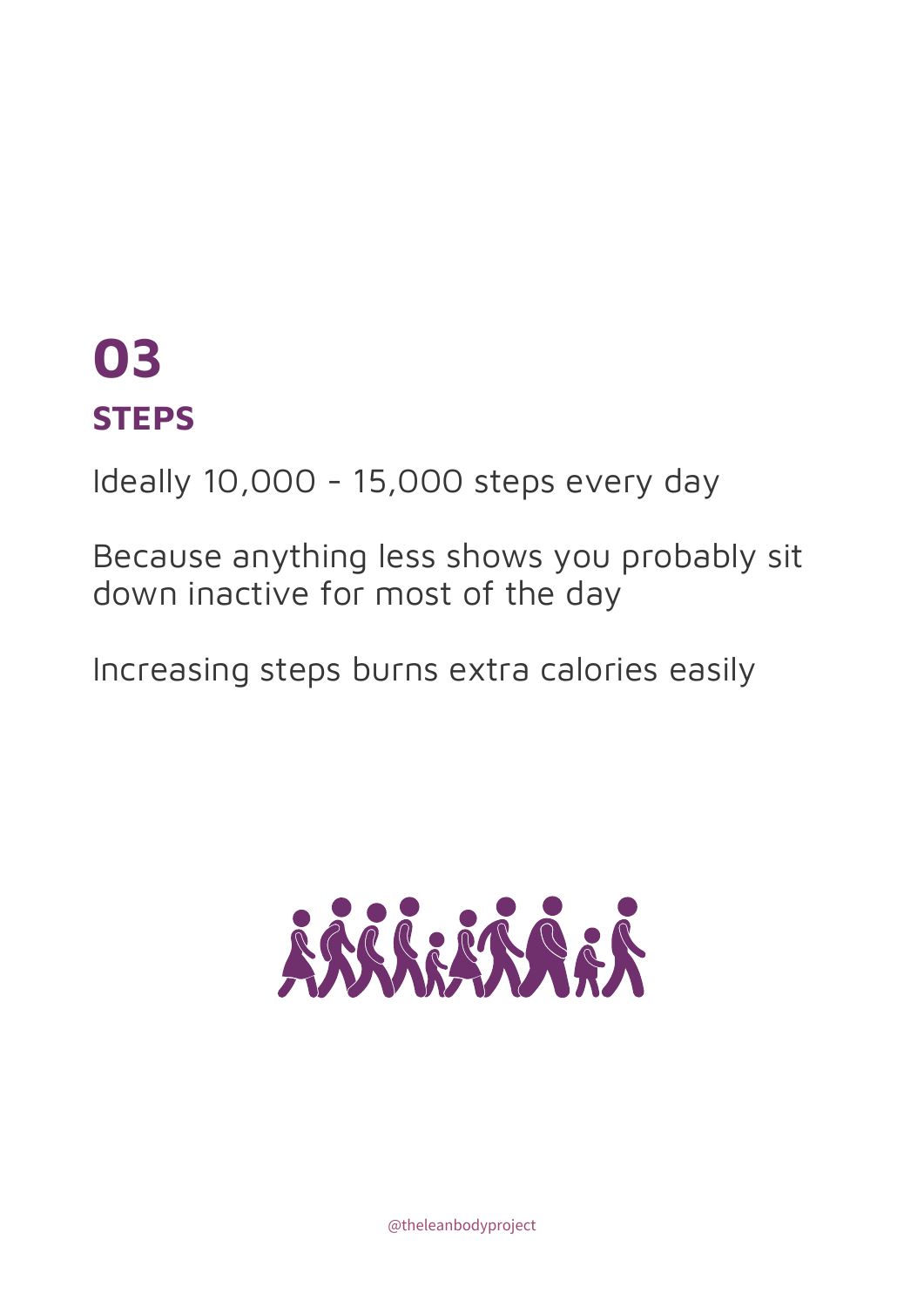# 03
## STEPS

Ideally 10,000 - 15,000 steps every day

Because anything less shows you probably sit down inactive for most of the day

Increasing steps burns extra calories easily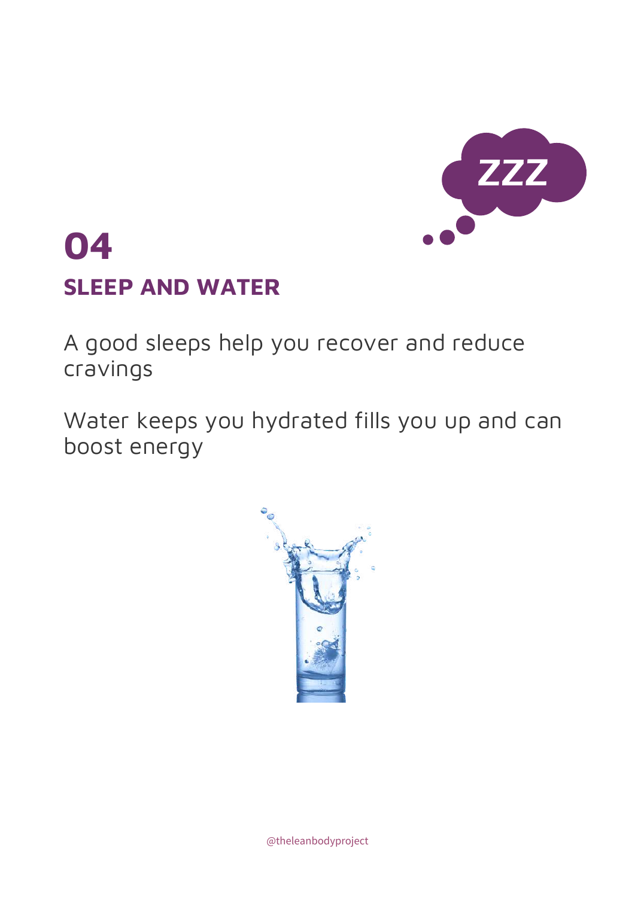# 04

## SLEEP AND WATER

A good sleeps help you recover and reduce cravings

Water keeps you hydrated fills you up and can boost energy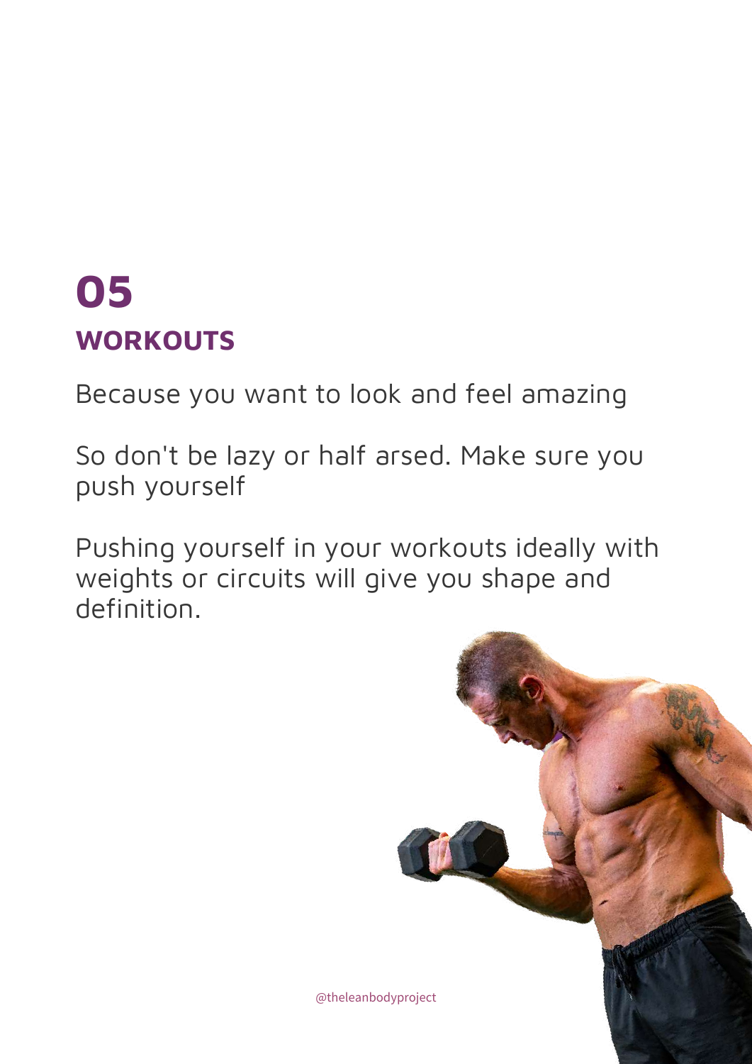# 05
## WORKOUTS

Because you want to look and feel amazing

So don't be lazy or half arsed. Make sure you push yourself

Pushing yourself in your workouts ideally with weights or circuits will give you shape and definition.

@theleanbodyproject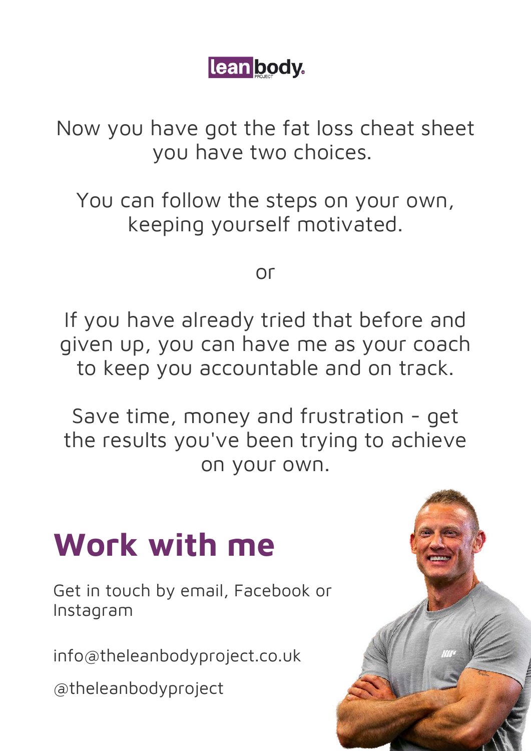lean body PROJECT

Now you have got the fat loss cheat sheet you have two choices.

You can follow the steps on your own, keeping yourself motivated.

or

If you have already tried that before and given up, you can have me as your coach to keep you accountable and on track.

Save time, money and frustration - get the results you've been trying to achieve on your own.

# Work with me

Get in touch by email, Facebook or Instagram

info@theleanbodyproject.co.uk

@theleanbodyproject